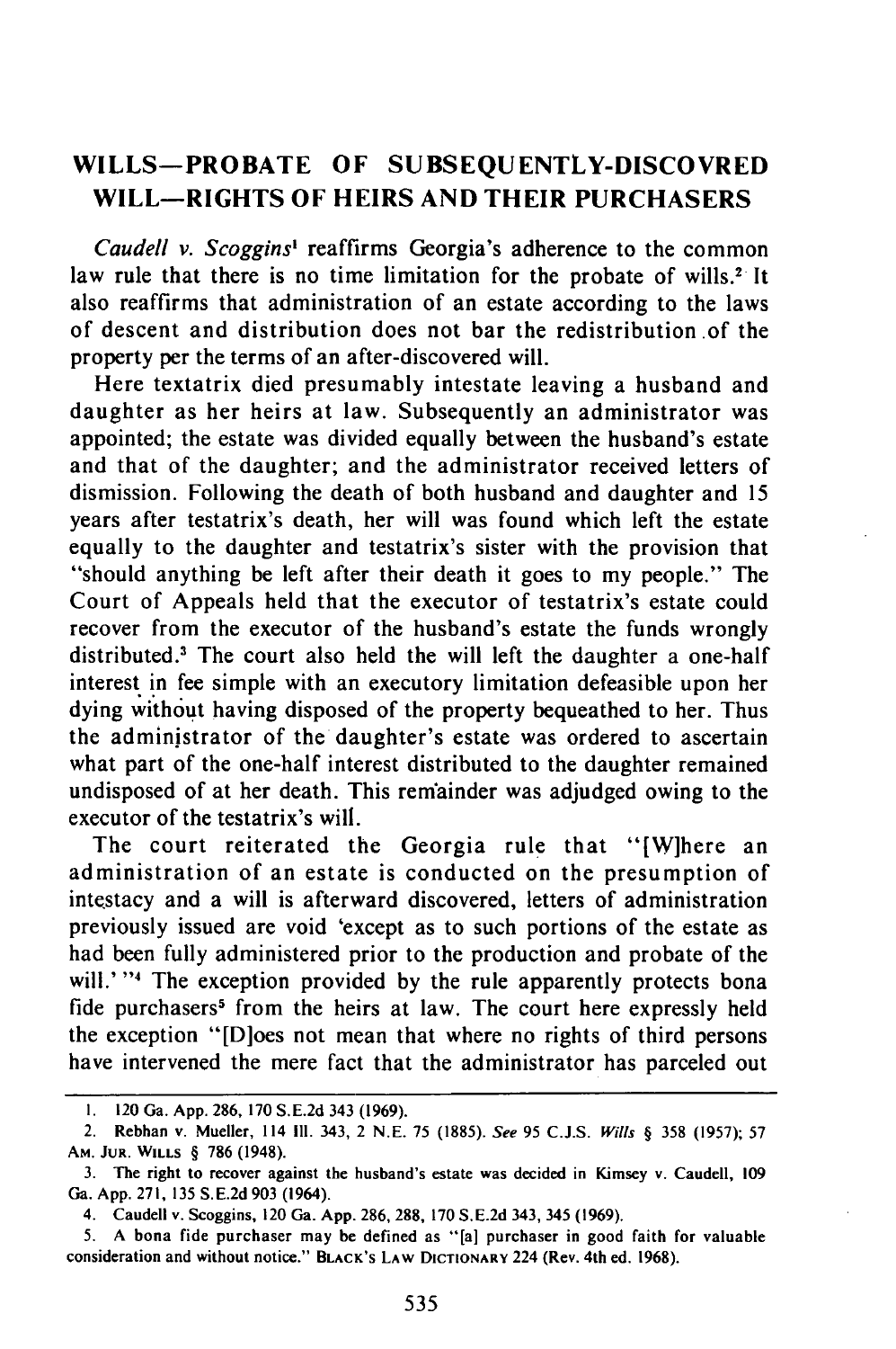## WILLS—PROBATE OF SUBSEQUENTLY-DISCOVRED WILL—RIGHTS OF HEIRS AND THEIR PURCHASERS

*Caudell v. Scoggins*[1] reaffirms Georgia's adherence to the common law rule that there is no time limitation for the probate of wills.[2] It also reaffirms that administration of an estate according to the laws of descent and distribution does not bar the redistribution of the property per the terms of an after-discovered will.

Here textatrix died presumably intestate leaving a husband and daughter as her heirs at law. Subsequently an administrator was appointed; the estate was divided equally between the husband's estate and that of the daughter; and the administrator received letters of dismission. Following the death of both husband and daughter and 15 years after testatrix's death, her will was found which left the estate equally to the daughter and testatrix's sister with the provision that "should anything be left after their death it goes to my people." The Court of Appeals held that the executor of testatrix's estate could recover from the executor of the husband's estate the funds wrongly distributed.[3] The court also held the will left the daughter a one-half interest in fee simple with an executory limitation defeasible upon her dying without having disposed of the property bequeathed to her. Thus the administrator of the daughter's estate was ordered to ascertain what part of the one-half interest distributed to the daughter remained undisposed of at her death. This remainder was adjudged owing to the executor of the testatrix's will.

The court reiterated the Georgia rule that "[W]here an administration of an estate is conducted on the presumption of intestacy and a will is afterward discovered, letters of administration previously issued are void 'except as to such portions of the estate as had been fully administered prior to the production and probate of the will.'"[4] The exception provided by the rule apparently protects bona fide purchasers[5] from the heirs at law. The court here expressly held the exception "[D]oes not mean that where no rights of third persons have intervened the mere fact that the administrator has parceled out

---

1. 120 Ga. App. 286, 170 S.E.2d 343 (1969).

2. Rebhan v. Mueller, 114 Ill. 343, 2 N.E. 75 (1885). *See* 95 C.J.S. *Wills* § 358 (1957); 57 AM. JUR. WILLS § 786 (1948).

3. The right to recover against the husband's estate was decided in Kimsey v. Caudell, 109 Ga. App. 271, 135 S.E.2d 903 (1964).

4. Caudell v. Scoggins, 120 Ga. App. 286, 288, 170 S.E.2d 343, 345 (1969).

5. A bona fide purchaser may be defined as "[a] purchaser in good faith for valuable consideration and without notice." BLACK'S LAW DICTIONARY 224 (Rev. 4th ed. 1968).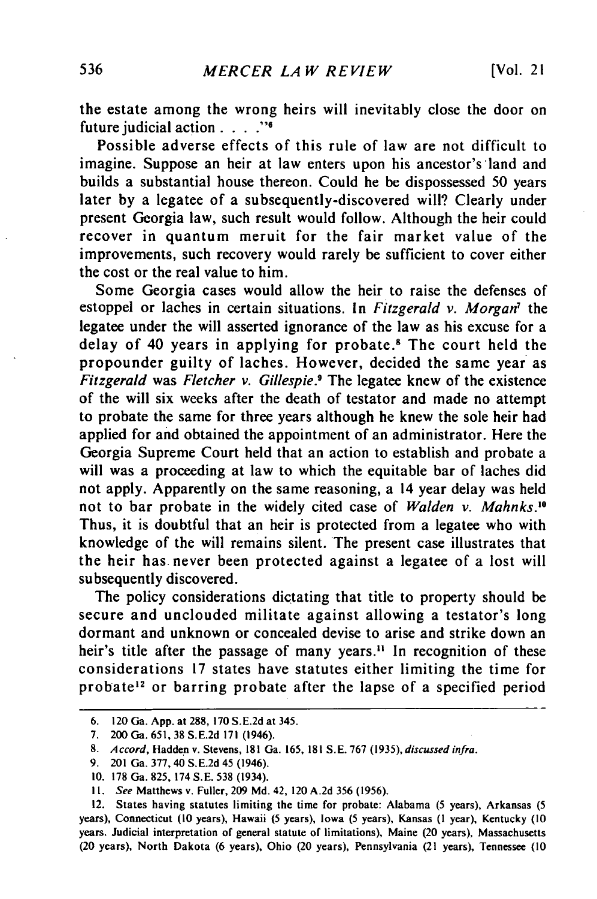the estate among the wrong heirs will inevitably close the door on future judicial action . . . ."[6]

Possible adverse effects of this rule of law are not difficult to imagine. Suppose an heir at law enters upon his ancestor's land and builds a substantial house thereon. Could he be dispossessed 50 years later by a legatee of a subsequently-discovered will? Clearly under present Georgia law, such result would follow. Although the heir could recover in quantum meruit for the fair market value of the improvements, such recovery would rarely be sufficient to cover either the cost or the real value to him.

Some Georgia cases would allow the heir to raise the defenses of estoppel or laches in certain situations. In *Fitzgerald v. Morgan*[7] the legatee under the will asserted ignorance of the law as his excuse for a delay of 40 years in applying for probate.[8] The court held the propounder guilty of laches. However, decided the same year as *Fitzgerald* was *Fletcher v. Gillespie*.[9] The legatee knew of the existence of the will six weeks after the death of testator and made no attempt to probate the same for three years although he knew the sole heir had applied for and obtained the appointment of an administrator. Here the Georgia Supreme Court held that an action to establish and probate a will was a proceeding at law to which the equitable bar of laches did not apply. Apparently on the same reasoning, a 14 year delay was held not to bar probate in the widely cited case of *Walden v. Mahnks*.[10] Thus, it is doubtful that an heir is protected from a legatee who with knowledge of the will remains silent. The present case illustrates that the heir has never been protected against a legatee of a lost will subsequently discovered.

The policy considerations dictating that title to property should be secure and unclouded militate against allowing a testator's long dormant and unknown or concealed devise to arise and strike down an heir's title after the passage of many years.[11] In recognition of these considerations 17 states have statutes either limiting the time for probate[12] or barring probate after the lapse of a specified period

---

6. 120 Ga. App. at 288, 170 S.E.2d at 345.

7. 200 Ga. 651, 38 S.E.2d 171 (1946).

8. *Accord*, Hadden v. Stevens, 181 Ga. 165, 181 S.E. 767 (1935), *discussed infra*.

9. 201 Ga. 377, 40 S.E.2d 45 (1946).

10. 178 Ga. 825, 174 S.E. 538 (1934).

11. *See* Matthews v. Fuller, 209 Md. 42, 120 A.2d 356 (1956).

12. States having statutes limiting the time for probate: Alabama (5 years), Arkansas (5 years), Connecticut (10 years), Hawaii (5 years), Iowa (5 years), Kansas (1 year), Kentucky (10 years. Judicial interpretation of general statute of limitations), Maine (20 years), Massachusetts (20 years), North Dakota (6 years), Ohio (20 years), Pennsylvania (21 years), Tennessee (10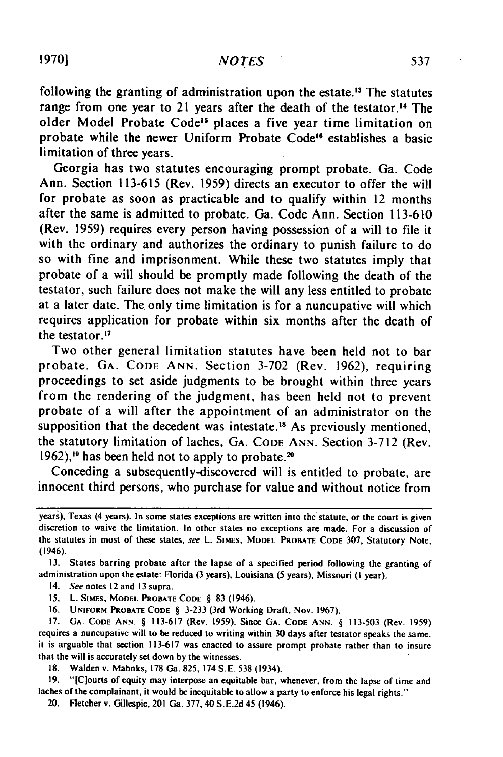following the granting of administration upon the estate.[13] The statutes range from one year to 21 years after the death of the testator.[14] The older Model Probate Code[15] places a five year time limitation on probate while the newer Uniform Probate Code[16] establishes a basic limitation of three years.

Georgia has two statutes encouraging prompt probate. Ga. Code Ann. Section 113-615 (Rev. 1959) directs an executor to offer the will for probate as soon as practicable and to qualify within 12 months after the same is admitted to probate. Ga. Code Ann. Section 113-610 (Rev. 1959) requires every person having possession of a will to file it with the ordinary and authorizes the ordinary to punish failure to do so with fine and imprisonment. While these two statutes imply that probate of a will should be promptly made following the death of the testator, such failure does not make the will any less entitled to probate at a later date. The only time limitation is for a nuncupative will which requires application for probate within six months after the death of the testator.[17]

Two other general limitation statutes have been held not to bar probate. GA. CODE ANN. Section 3-702 (Rev. 1962), requiring proceedings to set aside judgments to be brought within three years from the rendering of the judgment, has been held not to prevent probate of a will after the appointment of an administrator on the supposition that the decedent was intestate.[18] As previously mentioned, the statutory limitation of laches, GA. CODE ANN. Section 3-712 (Rev. 1962),[19] has been held not to apply to probate.[20]

Conceding a subsequently-discovered will is entitled to probate, are innocent third persons, who purchase for value and without notice from

---

years), Texas (4 years). In some states exceptions are written into the statute, or the court is given discretion to waive the limitation. In other states no exceptions are made. For a discussion of the statutes in most of these states, *see* L. SIMES, MODEL PROBATE CODE 307, Statutory Note, (1946).

13. States barring probate after the lapse of a specified period following the granting of administration upon the estate: Florida (3 years), Louisiana (5 years), Missouri (1 year).

14. *See* notes 12 and 13 supra.

15. L. SIMES, MODEL PROBATE CODE § 83 (1946).

16. UNIFORM PROBATE CODE § 3-233 (3rd Working Draft, Nov. 1967).

17. GA. CODE ANN. § 113-617 (Rev. 1959). Since GA. CODE ANN. § 113-503 (Rev. 1959) requires a nuncupative will to be reduced to writing within 30 days after testator speaks the same, it is arguable that section 113-617 was enacted to assure prompt probate rather than to insure that the will is accurately set down by the witnesses.

18. Walden v. Mahnks, 178 Ga. 825, 174 S.E. 538 (1934).

19. "[C]ourts of equity may interpose an equitable bar, whenever, from the lapse of time and laches of the complainant, it would be inequitable to allow a party to enforce his legal rights."

20. Fletcher v. Gillespie, 201 Ga. 377, 40 S.E.2d 45 (1946).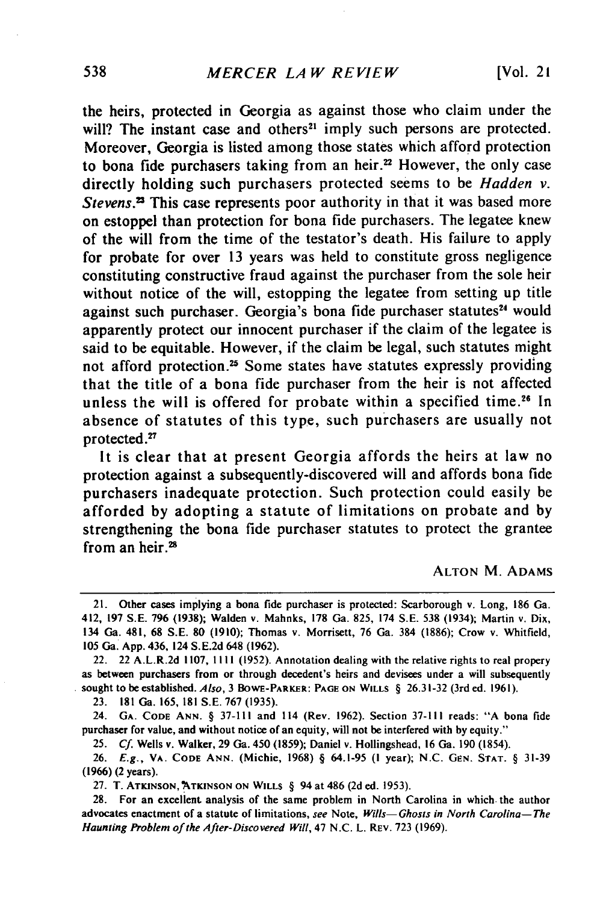the heirs, protected in Georgia as against those who claim under the will? The instant case and others[21] imply such persons are protected. Moreover, Georgia is listed among those states which afford protection to bona fide purchasers taking from an heir.[22] However, the only case directly holding such purchasers protected seems to be *Hadden v. Stevens*.[23] This case represents poor authority in that it was based more on estoppel than protection for bona fide purchasers. The legatee knew of the will from the time of the testator's death. His failure to apply for probate for over 13 years was held to constitute gross negligence constituting constructive fraud against the purchaser from the sole heir without notice of the will, estopping the legatee from setting up title against such purchaser. Georgia's bona fide purchaser statutes[24] would apparently protect our innocent purchaser if the claim of the legatee is said to be equitable. However, if the claim be legal, such statutes might not afford protection.[25] Some states have statutes expressly providing that the title of a bona fide purchaser from the heir is not affected unless the will is offered for probate within a specified time.[26] In absence of statutes of this type, such purchasers are usually not protected.[27]

It is clear that at present Georgia affords the heirs at law no protection against a subsequently-discovered will and affords bona fide purchasers inadequate protection. Such protection could easily be afforded by adopting a statute of limitations on probate and by strengthening the bona fide purchaser statutes to protect the grantee from an heir.[28]

ALTON M. ADAMS

---

21. Other cases implying a bona fide purchaser is protected: Scarborough v. Long, 186 Ga. 412, 197 S.E. 796 (1938); Walden v. Mahnks, 178 Ga. 825, 174 S.E. 538 (1934); Martin v. Dix, 134 Ga. 481, 68 S.E. 80 (1910); Thomas v. Morrisett, 76 Ga. 384 (1886); Crow v. Whitfield, 105 Ga. App. 436, 124 S.E.2d 648 (1962).

22. 22 A.L.R.2d 1107, 1111 (1952). Annotation dealing with the relative rights to real propery as between purchasers from or through decedent's heirs and devisees under a will subsequently sought to be established. *Also*, 3 BOWE-PARKER: PAGE ON WILLS § 26.31-32 (3rd ed. 1961).

23. 181 Ga. 165, 181 S.E. 767 (1935).

24. GA. CODE ANN. § 37-111 and 114 (Rev. 1962). Section 37-111 reads: "A bona fide purchaser for value, and without notice of an equity, will not be interfered with by equity."

25. *Cf.* Wells v. Walker, 29 Ga. 450 (1859); Daniel v. Hollingshead, 16 Ga. 190 (1854).

26. *E.g.*, VA. CODE ANN. (Michie, 1968) § 64.1-95 (1 year); N.C. GEN. STAT. § 31-39 (1966) (2 years).

27. T. ATKINSON, ATKINSON ON WILLS § 94 at 486 (2d ed. 1953).

28. For an excellent analysis of the same problem in North Carolina in which the author advocates enactment of a statute of limitations, *see* Note, *Wills—Ghosts in North Carolina—The Haunting Problem of the After-Discovered Will*, 47 N.C. L. REV. 723 (1969).